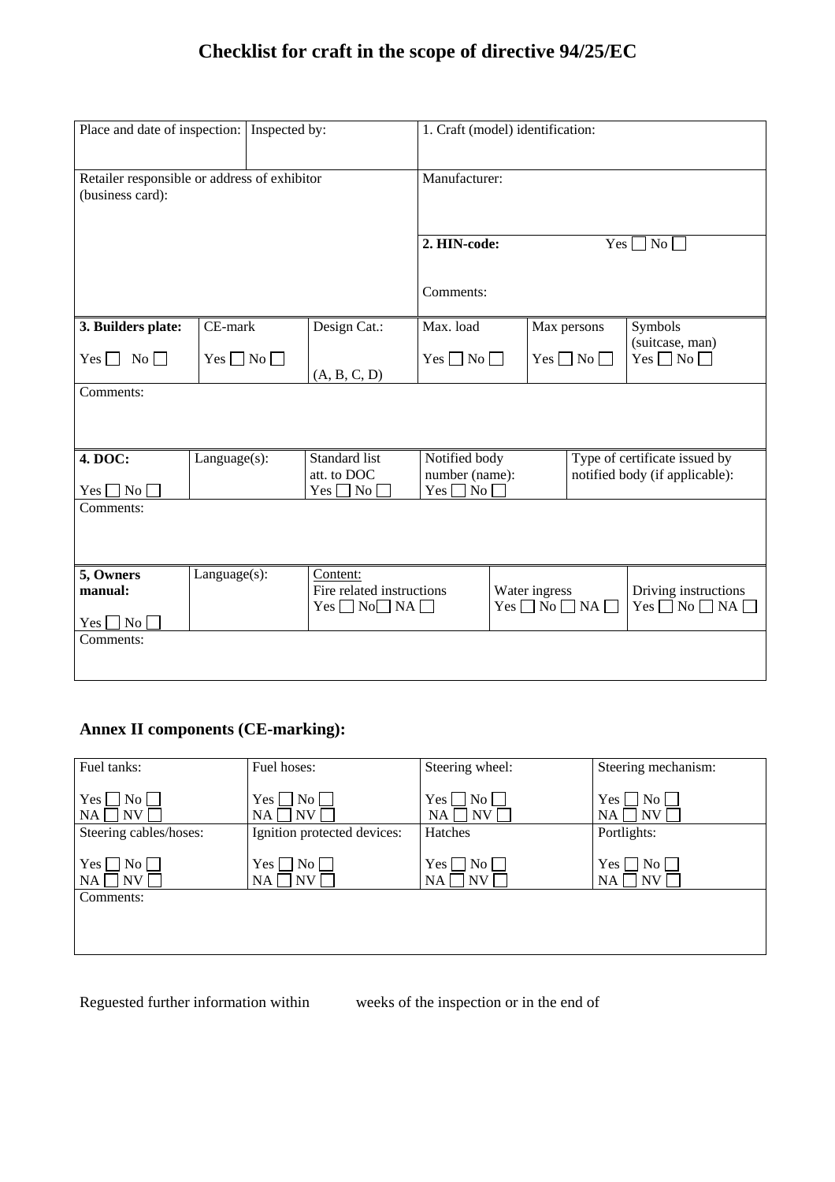# Checklist for craft in the scope of directive 94/25/EC

| Place and date of inspection: | Inspected by: | 1. Craft (model) identification: |
|---|---|---|
| Retailer responsible or address of exhibitor (business card): | | Manufacturer: |
| | | **2. HIN-code:** Yes ☐ No ☐<br><br>Comments: |

| **3. Builders plate:**<br>Yes ☐ No ☐ | CE-mark<br>Yes ☐ No ☐ | Design Cat.:<br>(A, B, C, D) | Max. load<br>Yes ☐ No ☐ | Max persons<br>Yes ☐ No ☐ | Symbols (suitcase, man)<br>Yes ☐ No ☐ |
|---|---|---|---|---|---|
| Comments: | | | | | |

| **4. DOC:**<br>Yes ☐ No ☐ | Language(s): | Standard list att. to DOC<br>Yes ☐ No ☐ | Notified body number (name):<br>Yes ☐ No ☐ | Type of certificate issued by notified body (if applicable): |
|---|---|---|---|---|
| Comments: | | | | |

| **5, Owners manual:**<br>Yes ☐ No ☐ | Language(s): | Content:<br>Fire related instructions<br>Yes ☐ No ☐ NA ☐ | Water ingress<br>Yes ☐ No ☐ NA ☐ | Driving instructions<br>Yes ☐ No ☐ NA ☐ |
|---|---|---|---|---|
| Comments: | | | | |

## Annex II components (CE-marking):

| Fuel tanks:<br>Yes ☐ No ☐<br>NA ☐ NV ☐ | Fuel hoses:<br>Yes ☐ No ☐<br>NA ☐ NV ☐ | Steering wheel:<br>Yes ☐ No ☐<br>NA ☐ NV ☐ | Steering mechanism:<br>Yes ☐ No ☐<br>NA ☐ NV ☐ |
|---|---|---|---|
| Steering cables/hoses:<br>Yes ☐ No ☐<br>NA ☐ NV ☐ | Ignition protected devices:<br>Yes ☐ No ☐<br>NA ☐ NV ☐ | Hatches<br>Yes ☐ No ☐<br>NA ☐ NV ☐ | Portlights:<br>Yes ☐ No ☐<br>NA ☐ NV ☐ |
| Comments: | | | |

Reguested further information within weeks of the inspection or in the end of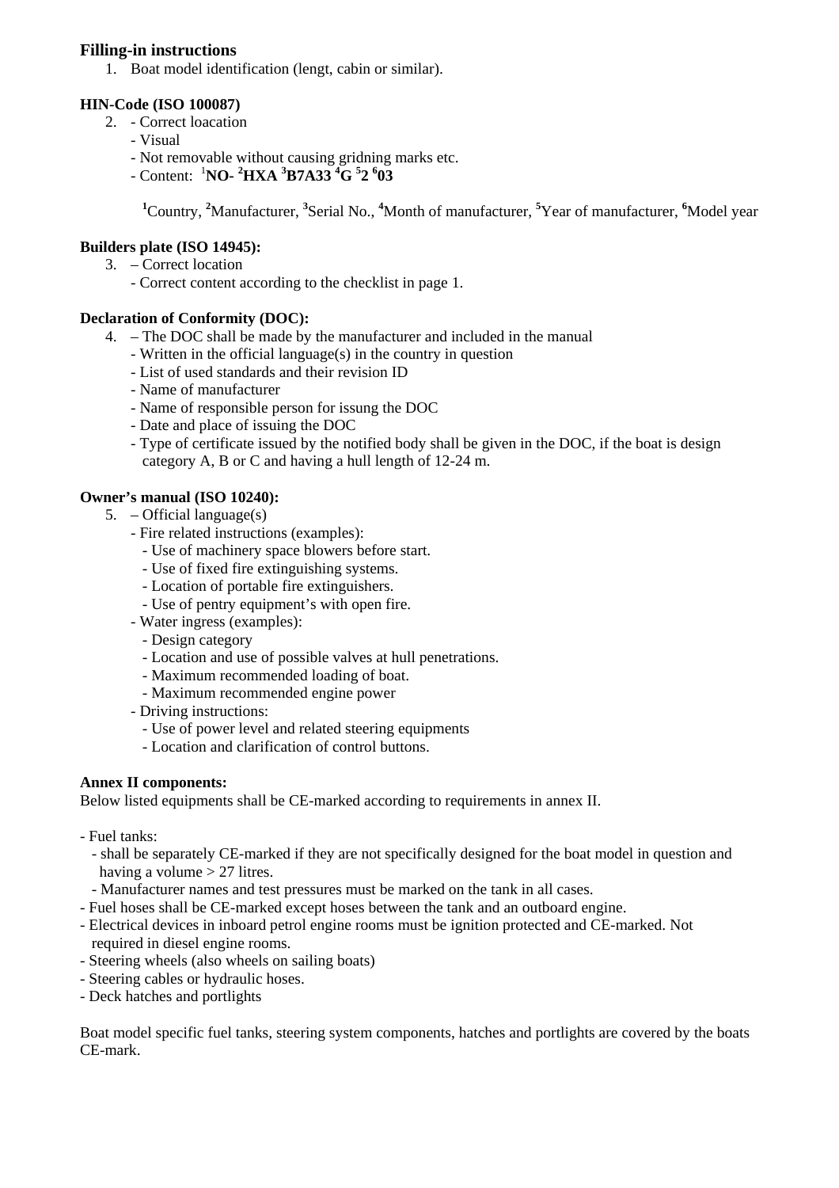### Filling-in instructions

1. Boat model identification (lengt, cabin or similar).

**HIN-Code (ISO 100087)**

2. - Correct loacation
   - Visual
   - Not removable without causing gridning marks etc.
   - Content: [1]**NO-** [2]**HXA** [3]**B7A33** [4]**G** [5]**2** [6]**03**

   [1]Country, [2]Manufacturer, [3]Serial No., [4]Month of manufacturer, [5]Year of manufacturer, [6]Model year

**Builders plate (ISO 14945):**

3. – Correct location
   - Correct content according to the checklist in page 1.

**Declaration of Conformity (DOC):**

4. – The DOC shall be made by the manufacturer and included in the manual
   - Written in the official language(s) in the country in question
   - List of used standards and their revision ID
   - Name of manufacturer
   - Name of responsible person for issung the DOC
   - Date and place of issuing the DOC
   - Type of certificate issued by the notified body shall be given in the DOC, if the boat is design category A, B or C and having a hull length of 12-24 m.

**Owner's manual (ISO 10240):**

5. – Official language(s)
   - Fire related instructions (examples):
     - Use of machinery space blowers before start.
     - Use of fixed fire extinguishing systems.
     - Location of portable fire extinguishers.
     - Use of pentry equipment's with open fire.
   - Water ingress (examples):
     - Design category
     - Location and use of possible valves at hull penetrations.
     - Maximum recommended loading of boat.
     - Maximum recommended engine power
   - Driving instructions:
     - Use of power level and related steering equipments
     - Location and clarification of control buttons.

**Annex II components:**

Below listed equipments shall be CE-marked according to requirements in annex II.

- Fuel tanks:
  - shall be separately CE-marked if they are not specifically designed for the boat model in question and having a volume > 27 litres.
  - Manufacturer names and test pressures must be marked on the tank in all cases.
- Fuel hoses shall be CE-marked except hoses between the tank and an outboard engine.
- Electrical devices in inboard petrol engine rooms must be ignition protected and CE-marked. Not required in diesel engine rooms.
- Steering wheels (also wheels on sailing boats)
- Steering cables or hydraulic hoses.
- Deck hatches and portlights

Boat model specific fuel tanks, steering system components, hatches and portlights are covered by the boats CE-mark.